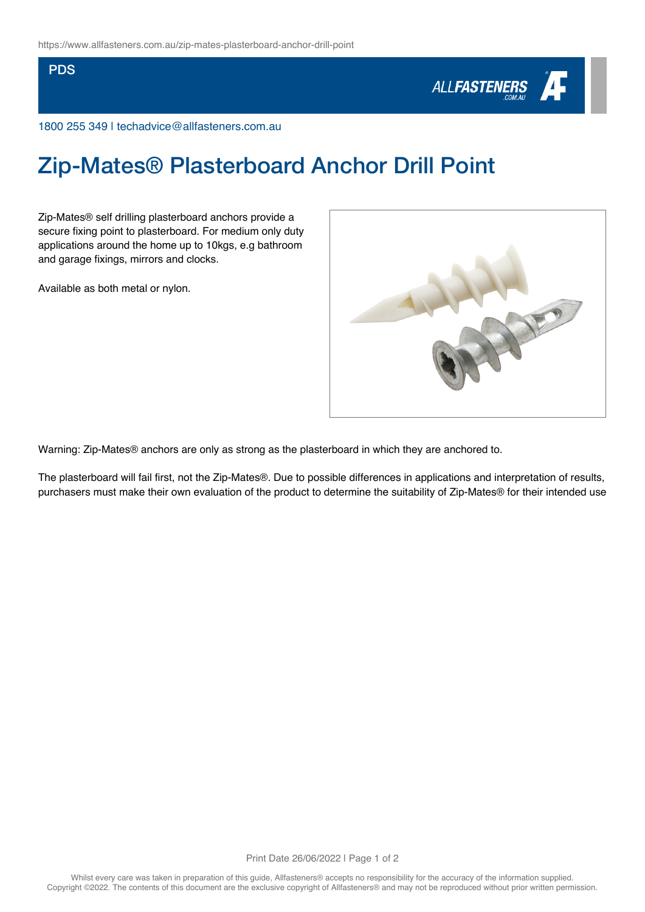https://www.allfasteners.com.au/zip-mates-plasterboard-anchor-drill-point

PDS

1800 255 349 | techadvice@allfasteners.com.au

# Zip-Mates® Plasterboard Anchor Drill Point

Zip-Mates® self drilling plasterboard anchors provide a secure fixing point to plasterboard. For medium only duty applications around the home up to 10kgs, e.g bathroom and garage fixings, mirrors and clocks.

Available as both metal or nylon.

Warning: Zip-Mates® anchors are only as strong as the plasterboard in which they are anchored to.

The plasterboard will fail first, not the Zip-Mates®. Due to possible differences in applications and interpretation of results, purchasers must make their own evaluation of the product to determine the suitability of Zip-Mates® for their intended use

Whilst every care was taken in preparation of this guide, Allfasteners® accepts no responsibility for the accuracy of the information supplied.
Copyright ©2022. The contents of this document are the exclusive copyright of Allfasteners® and may not be reproduced without prior written permission.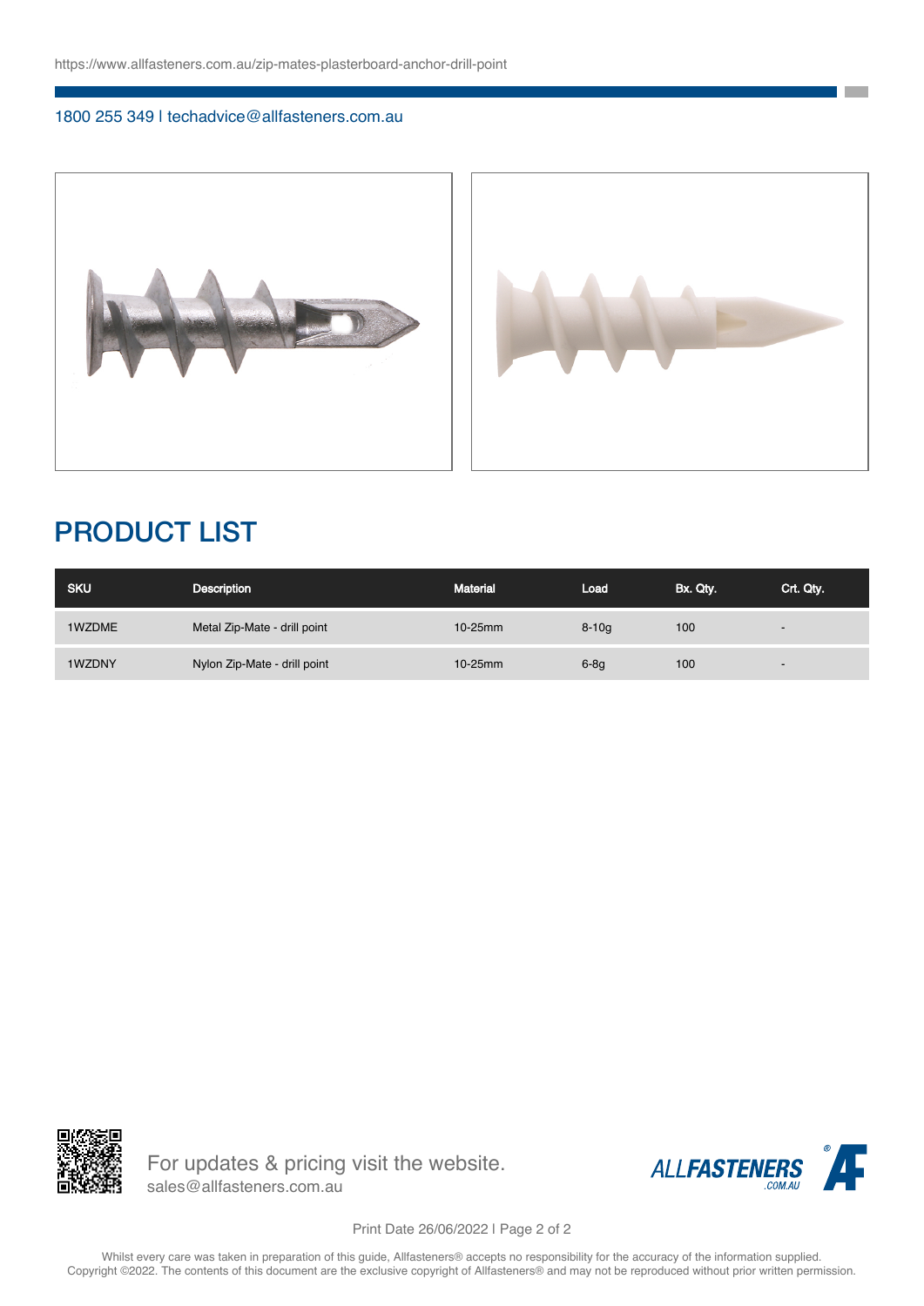## PRODUCT LIST

| SKU | Description | Material | Load | Bx. Qty. | Crt. Qty. |
|---|---|---|---|---|---|
| 1WZDME | Metal Zip-Mate - drill point | 10-25mm | 8-10g | 100 | - |
| 1WZDNY | Nylon Zip-Mate - drill point | 10-25mm | 6-8g | 100 | - |

For updates & pricing visit the website.
sales@allfasteners.com.au

Whilst every care was taken in preparation of this guide, Allfasteners® accepts no responsibility for the accuracy of the information supplied. Copyright ©2022. The contents of this document are the exclusive copyright of Allfasteners® and may not be reproduced without prior written permission.